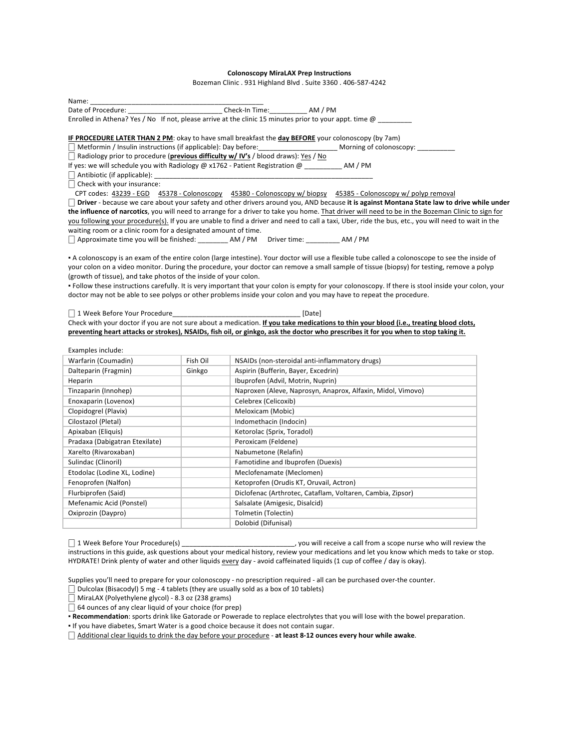# Colonoscopy MiraLAX Prep Instructions

Bozeman Clinic . 931 Highland Blvd . Suite 3360 . 406-587-4242

Name: _______________________________________________

Date of Procedure: _________________________ Check-In Time:__________ AM / PM

Enrolled in Athena? Yes / No   If not, please arrive at the clinic 15 minutes prior to your appt. time @ _________

**IF PROCEDURE LATER THAN 2 PM**: okay to have small breakfast the **day BEFORE** your colonoscopy (by 7am)

☐ Metformin / Insulin instructions (if applicable): Day before:_____________________ Morning of colonoscopy: __________

☐ Radiology prior to procedure (**previous difficulty w/ IV's** / blood draws): Yes / No

If yes: we will schedule you with Radiology @ x1762 - Patient Registration @ __________ AM / PM

☐ Antibiotic (if applicable): ___________________________________________________________

☐ Check with your insurance:

CPT codes: 43239 - EGD   45378 - Colonoscopy   45380 - Colonoscopy w/ biopsy   45385 - Colonoscopy w/ polyp removal

☐ **Driver** - because we care about your safety and other drivers around you, AND because **it is against Montana State law to drive while under the influence of narcotics**, you will need to arrange for a driver to take you home. That driver will need to be in the Bozeman Clinic to sign for you following your procedure(s). If you are unable to find a driver and need to call a taxi, Uber, ride the bus, etc., you will need to wait in the waiting room or a clinic room for a designated amount of time.

☐ Approximate time you will be finished: ________ AM / PM   Driver time: _________ AM / PM

▪ A colonoscopy is an exam of the entire colon (large intestine). Your doctor will use a flexible tube called a colonoscope to see the inside of your colon on a video monitor. During the procedure, your doctor can remove a small sample of tissue (biopsy) for testing, remove a polyp (growth of tissue), and take photos of the inside of your colon.

▪ Follow these instructions carefully. It is very important that your colon is empty for your colonoscopy. If there is stool inside your colon, your doctor may not be able to see polyps or other problems inside your colon and you may have to repeat the procedure.

☐ 1 Week Before Your Procedure_________________________________ [Date]

Check with your doctor if you are not sure about a medication. **If you take medications to thin your blood (i.e., treating blood clots, preventing heart attacks or strokes), NSAIDs, fish oil, or ginkgo, ask the doctor who prescribes it for you when to stop taking it.**

Examples include:

| | | |
|---|---|---|
| Warfarin (Coumadin) | Fish Oil | NSAIDs (non-steroidal anti-inflammatory drugs) |
| Dalteparin (Fragmin) | Ginkgo | Aspirin (Bufferin, Bayer, Excedrin) |
| Heparin | | Ibuprofen (Advil, Motrin, Nuprin) |
| Tinzaparin (Innohep) | | Naproxen (Aleve, Naprosyn, Anaprox, Alfaxin, Midol, Vimovo) |
| Enoxaparin (Lovenox) | | Celebrex (Celicoxib) |
| Clopidogrel (Plavix) | | Meloxicam (Mobic) |
| Cilostazol (Pletal) | | Indomethacin (Indocin) |
| Apixaban (Eliquis) | | Ketorolac (Sprix, Toradol) |
| Pradaxa (Dabigatran Etexilate) | | Peroxicam (Feldene) |
| Xarelto (Rivaroxaban) | | Nabumetone (Relafin) |
| Sulindac (Clinoril) | | Famotidine and Ibuprofen (Duexis) |
| Etodolac (Lodine XL, Lodine) | | Meclofenamate (Meclomen) |
| Fenoprofen (Nalfon) | | Ketoprofen (Orudis KT, Oruvail, Actron) |
| Flurbiprofen (Said) | | Diclofenac (Arthrotec, Cataflam, Voltaren, Cambia, Zipsor) |
| Mefenamic Acid (Ponstel) | | Salsalate (Amigesic, Disalcid) |
| Oxiprozin (Daypro) | | Tolmetin (Tolectin) |
| | | Dolobid (Difunisal) |

☐ 1 Week Before Your Procedure(s) ______________________________, you will receive a call from a scope nurse who will review the instructions in this guide, ask questions about your medical history, review your medications and let you know which meds to take or stop. HYDRATE! Drink plenty of water and other liquids every day - avoid caffeinated liquids (1 cup of coffee / day is okay).

Supplies you'll need to prepare for your colonoscopy - no prescription required - all can be purchased over-the counter.

☐ Dulcolax (Bisacodyl) 5 mg - 4 tablets (they are usually sold as a box of 10 tablets)

☐ MiraLAX (Polyethylene glycol) - 8.3 oz (238 grams)

☐ 64 ounces of any clear liquid of your choice (for prep)

▪ **Recommendation**: sports drink like Gatorade or Powerade to replace electrolytes that you will lose with the bowel preparation.

▪ If you have diabetes, Smart Water is a good choice because it does not contain sugar.

☐ Additional clear liquids to drink the day before your procedure - **at least 8-12 ounces every hour while awake**.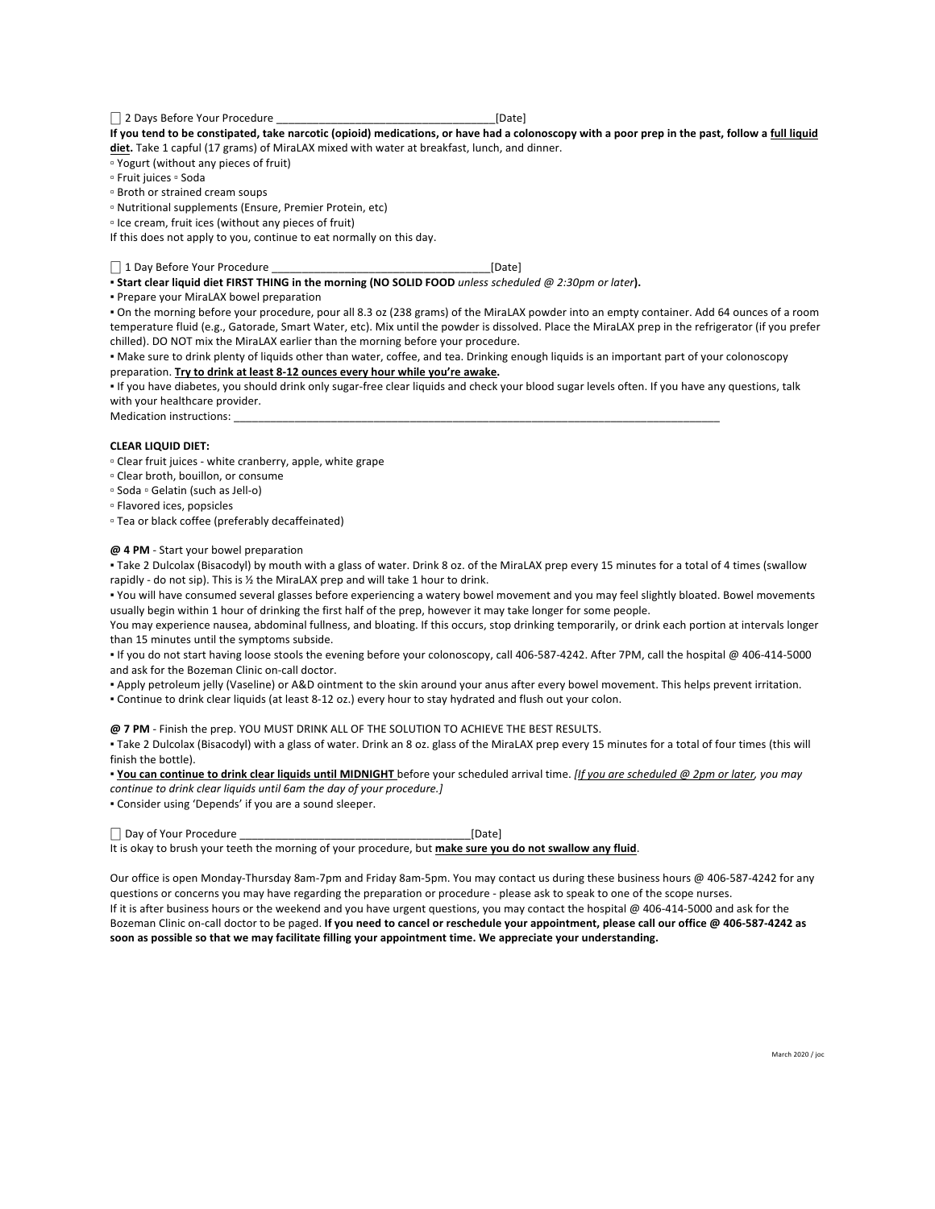☐ 2 Days Before Your Procedure ____________________________________[Date]

**If you tend to be constipated, take narcotic (opioid) medications, or have had a colonoscopy with a poor prep in the past, follow a <u>full liquid diet</u>.** Take 1 capful (17 grams) of MiraLAX mixed with water at breakfast, lunch, and dinner.

- Yogurt (without any pieces of fruit)
- Fruit juices ▫ Soda
- Broth or strained cream soups
- Nutritional supplements (Ensure, Premier Protein, etc)
- Ice cream, fruit ices (without any pieces of fruit)

If this does not apply to you, continue to eat normally on this day.

☐ 1 Day Before Your Procedure ____________________________________[Date]

- **Start clear liquid diet FIRST THING in the morning (NO SOLID FOOD** *unless scheduled @ 2:30pm or later***).**
- Prepare your MiraLAX bowel preparation
- On the morning before your procedure, pour all 8.3 oz (238 grams) of the MiraLAX powder into an empty container. Add 64 ounces of a room temperature fluid (e.g., Gatorade, Smart Water, etc). Mix until the powder is dissolved. Place the MiraLAX prep in the refrigerator (if you prefer chilled). DO NOT mix the MiraLAX earlier than the morning before your procedure.
- Make sure to drink plenty of liquids other than water, coffee, and tea. Drinking enough liquids is an important part of your colonoscopy preparation. **<u>Try to drink at least 8-12 ounces every hour while you're awake</u>.**
- If you have diabetes, you should drink only sugar-free clear liquids and check your blood sugar levels often. If you have any questions, talk with your healthcare provider.

Medication instructions: ________________________________________________________________________________

**CLEAR LIQUID DIET:**

- Clear fruit juices - white cranberry, apple, white grape
- Clear broth, bouillon, or consume
- Soda ▫ Gelatin (such as Jell-o)
- Flavored ices, popsicles
- Tea or black coffee (preferably decaffeinated)

**@ 4 PM** - Start your bowel preparation

- Take 2 Dulcolax (Bisacodyl) by mouth with a glass of water. Drink 8 oz. of the MiraLAX prep every 15 minutes for a total of 4 times (swallow rapidly - do not sip). This is ½ the MiraLAX prep and will take 1 hour to drink.
- You will have consumed several glasses before experiencing a watery bowel movement and you may feel slightly bloated. Bowel movements usually begin within 1 hour of drinking the first half of the prep, however it may take longer for some people.

You may experience nausea, abdominal fullness, and bloating. If this occurs, stop drinking temporarily, or drink each portion at intervals longer than 15 minutes until the symptoms subside.

- If you do not start having loose stools the evening before your colonoscopy, call 406-587-4242. After 7PM, call the hospital @ 406-414-5000 and ask for the Bozeman Clinic on-call doctor.
- Apply petroleum jelly (Vaseline) or A&D ointment to the skin around your anus after every bowel movement. This helps prevent irritation.
- Continue to drink clear liquids (at least 8-12 oz.) every hour to stay hydrated and flush out your colon.

**@ 7 PM** - Finish the prep. YOU MUST DRINK ALL OF THE SOLUTION TO ACHIEVE THE BEST RESULTS.

- Take 2 Dulcolax (Bisacodyl) with a glass of water. Drink an 8 oz. glass of the MiraLAX prep every 15 minutes for a total of four times (this will finish the bottle).
- **<u>You can continue to drink clear liquids until MIDNIGHT</u>** before your scheduled arrival time. *[<u>If you are scheduled @ 2pm or later</u>, you may continue to drink clear liquids until 6am the day of your procedure.]*
- Consider using 'Depends' if you are a sound sleeper.

☐ Day of Your Procedure ______________________________________[Date]

It is okay to brush your teeth the morning of your procedure, but **<u>make sure you do not swallow any fluid</u>**.

Our office is open Monday-Thursday 8am-7pm and Friday 8am-5pm. You may contact us during these business hours @ 406-587-4242 for any questions or concerns you may have regarding the preparation or procedure - please ask to speak to one of the scope nurses.

If it is after business hours or the weekend and you have urgent questions, you may contact the hospital @ 406-414-5000 and ask for the Bozeman Clinic on-call doctor to be paged. **If you need to cancel or reschedule your appointment, please call our office @ 406-587-4242 as soon as possible so that we may facilitate filling your appointment time. We appreciate your understanding.**

March 2020 / joc